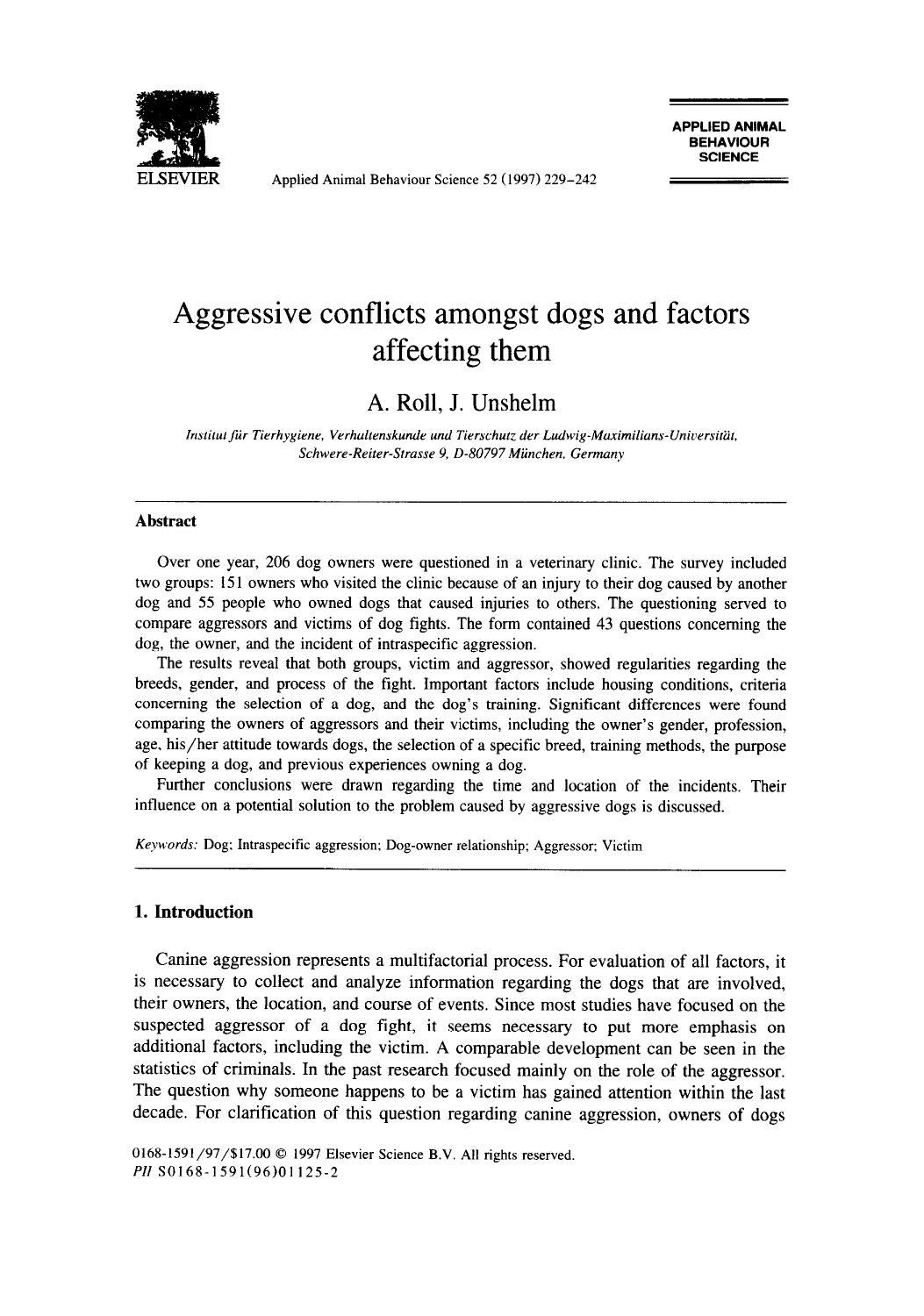# Aggressive conflicts amongst dogs and factors affecting them

A. Roll, J. Unshelm

*Institut für Tierhygiene, Verhaltenskunde und Tierschutz der Ludwig-Maximilians-Universität, Schwere-Reiter-Strasse 9, D-80797 München, Germany*

## Abstract

Over one year, 206 dog owners were questioned in a veterinary clinic. The survey included two groups: 151 owners who visited the clinic because of an injury to their dog caused by another dog and 55 people who owned dogs that caused injuries to others. The questioning served to compare aggressors and victims of dog fights. The form contained 43 questions concerning the dog, the owner, and the incident of intraspecific aggression.

The results reveal that both groups, victim and aggressor, showed regularities regarding the breeds, gender, and process of the fight. Important factors include housing conditions, criteria concerning the selection of a dog, and the dog's training. Significant differences were found comparing the owners of aggressors and their victims, including the owner's gender, profession, age, his/her attitude towards dogs, the selection of a specific breed, training methods, the purpose of keeping a dog, and previous experiences owning a dog.

Further conclusions were drawn regarding the time and location of the incidents. Their influence on a potential solution to the problem caused by aggressive dogs is discussed.

*Keywords:* Dog; Intraspecific aggression; Dog-owner relationship; Aggressor; Victim

## 1. Introduction

Canine aggression represents a multifactorial process. For evaluation of all factors, it is necessary to collect and analyze information regarding the dogs that are involved, their owners, the location, and course of events. Since most studies have focused on the suspected aggressor of a dog fight, it seems necessary to put more emphasis on additional factors, including the victim. A comparable development can be seen in the statistics of criminals. In the past research focused mainly on the role of the aggressor. The question why someone happens to be a victim has gained attention within the last decade. For clarification of this question regarding canine aggression, owners of dogs

0168-1591/97/$17.00 © 1997 Elsevier Science B.V. All rights reserved.
*PII* S0168-1591(96)01125-2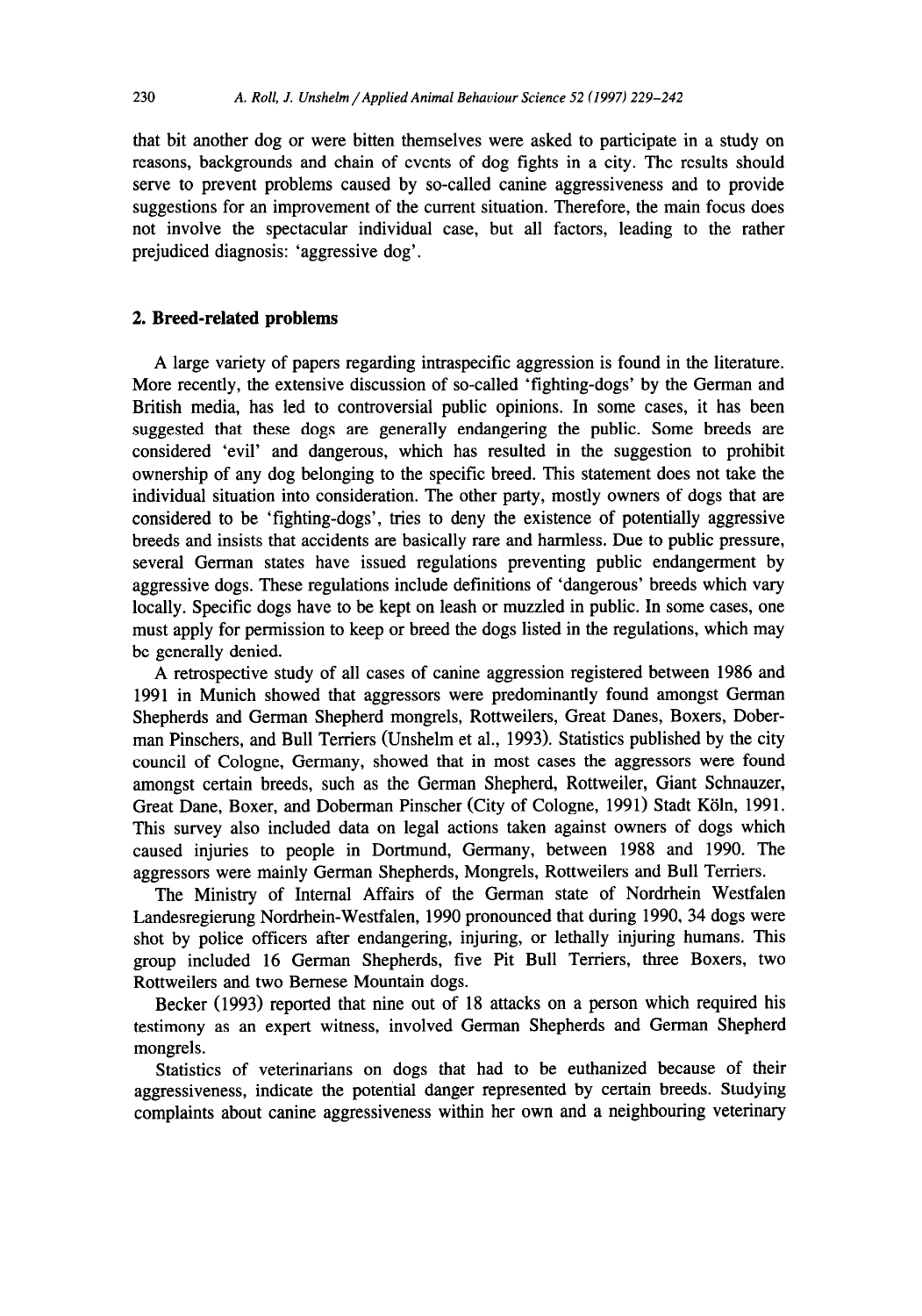that bit another dog or were bitten themselves were asked to participate in a study on reasons, backgrounds and chain of events of dog fights in a city. The results should serve to prevent problems caused by so-called canine aggressiveness and to provide suggestions for an improvement of the current situation. Therefore, the main focus does not involve the spectacular individual case, but all factors, leading to the rather prejudiced diagnosis: 'aggressive dog'.

## 2. Breed-related problems

A large variety of papers regarding intraspecific aggression is found in the literature. More recently, the extensive discussion of so-called 'fighting-dogs' by the German and British media, has led to controversial public opinions. In some cases, it has been suggested that these dogs are generally endangering the public. Some breeds are considered 'evil' and dangerous, which has resulted in the suggestion to prohibit ownership of any dog belonging to the specific breed. This statement does not take the individual situation into consideration. The other party, mostly owners of dogs that are considered to be 'fighting-dogs', tries to deny the existence of potentially aggressive breeds and insists that accidents are basically rare and harmless. Due to public pressure, several German states have issued regulations preventing public endangerment by aggressive dogs. These regulations include definitions of 'dangerous' breeds which vary locally. Specific dogs have to be kept on leash or muzzled in public. In some cases, one must apply for permission to keep or breed the dogs listed in the regulations, which may be generally denied.

A retrospective study of all cases of canine aggression registered between 1986 and 1991 in Munich showed that aggressors were predominantly found amongst German Shepherds and German Shepherd mongrels, Rottweilers, Great Danes, Boxers, Doberman Pinschers, and Bull Terriers (Unshelm et al., 1993). Statistics published by the city council of Cologne, Germany, showed that in most cases the aggressors were found amongst certain breeds, such as the German Shepherd, Rottweiler, Giant Schnauzer, Great Dane, Boxer, and Doberman Pinscher (City of Cologne, 1991) Stadt Köln, 1991. This survey also included data on legal actions taken against owners of dogs which caused injuries to people in Dortmund, Germany, between 1988 and 1990. The aggressors were mainly German Shepherds, Mongrels, Rottweilers and Bull Terriers.

The Ministry of Internal Affairs of the German state of Nordrhein Westfalen Landesregierung Nordrhein-Westfalen, 1990 pronounced that during 1990, 34 dogs were shot by police officers after endangering, injuring, or lethally injuring humans. This group included 16 German Shepherds, five Pit Bull Terriers, three Boxers, two Rottweilers and two Bernese Mountain dogs.

Becker (1993) reported that nine out of 18 attacks on a person which required his testimony as an expert witness, involved German Shepherds and German Shepherd mongrels.

Statistics of veterinarians on dogs that had to be euthanized because of their aggressiveness, indicate the potential danger represented by certain breeds. Studying complaints about canine aggressiveness within her own and a neighbouring veterinary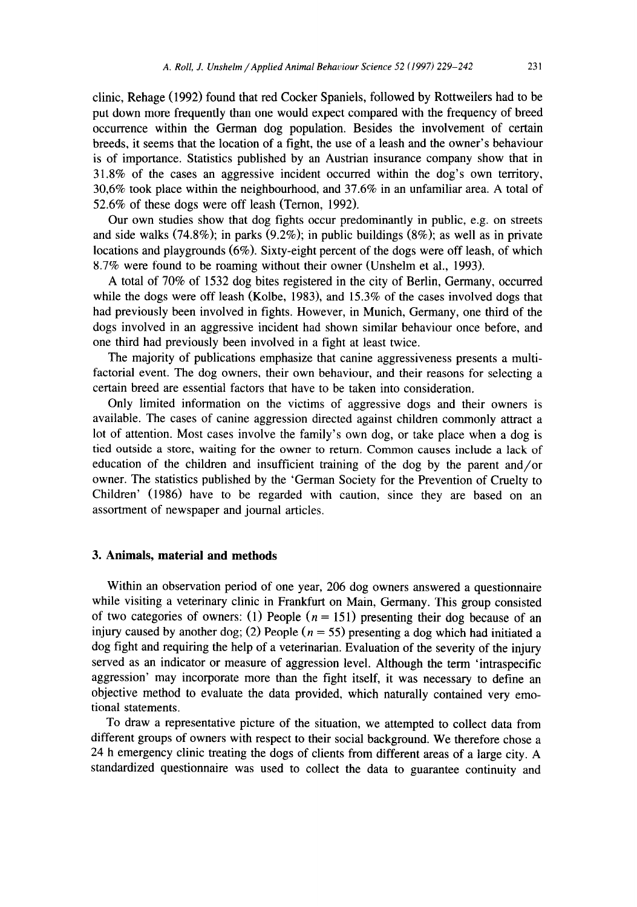clinic, Rehage (1992) found that red Cocker Spaniels, followed by Rottweilers had to be put down more frequently than one would expect compared with the frequency of breed occurrence within the German dog population. Besides the involvement of certain breeds, it seems that the location of a fight, the use of a leash and the owner's behaviour is of importance. Statistics published by an Austrian insurance company show that in 31.8% of the cases an aggressive incident occurred within the dog's own territory, 30,6% took place within the neighbourhood, and 37.6% in an unfamiliar area. A total of 52.6% of these dogs were off leash (Ternon, 1992).

Our own studies show that dog fights occur predominantly in public, e.g. on streets and side walks (74.8%); in parks (9.2%); in public buildings (8%); as well as in private locations and playgrounds (6%). Sixty-eight percent of the dogs were off leash, of which 8.7% were found to be roaming without their owner (Unshelm et al., 1993).

A total of 70% of 1532 dog bites registered in the city of Berlin, Germany, occurred while the dogs were off leash (Kolbe, 1983), and 15.3% of the cases involved dogs that had previously been involved in fights. However, in Munich, Germany, one third of the dogs involved in an aggressive incident had shown similar behaviour once before, and one third had previously been involved in a fight at least twice.

The majority of publications emphasize that canine aggressiveness presents a multi-factorial event. The dog owners, their own behaviour, and their reasons for selecting a certain breed are essential factors that have to be taken into consideration.

Only limited information on the victims of aggressive dogs and their owners is available. The cases of canine aggression directed against children commonly attract a lot of attention. Most cases involve the family's own dog, or take place when a dog is tied outside a store, waiting for the owner to return. Common causes include a lack of education of the children and insufficient training of the dog by the parent and/or owner. The statistics published by the 'German Society for the Prevention of Cruelty to Children' (1986) have to be regarded with caution, since they are based on an assortment of newspaper and journal articles.

## 3. Animals, material and methods

Within an observation period of one year, 206 dog owners answered a questionnaire while visiting a veterinary clinic in Frankfurt on Main, Germany. This group consisted of two categories of owners: (1) People ($n = 151$) presenting their dog because of an injury caused by another dog; (2) People ($n = 55$) presenting a dog which had initiated a dog fight and requiring the help of a veterinarian. Evaluation of the severity of the injury served as an indicator or measure of aggression level. Although the term 'intraspecific aggression' may incorporate more than the fight itself, it was necessary to define an objective method to evaluate the data provided, which naturally contained very emotional statements.

To draw a representative picture of the situation, we attempted to collect data from different groups of owners with respect to their social background. We therefore chose a 24 h emergency clinic treating the dogs of clients from different areas of a large city. A standardized questionnaire was used to collect the data to guarantee continuity and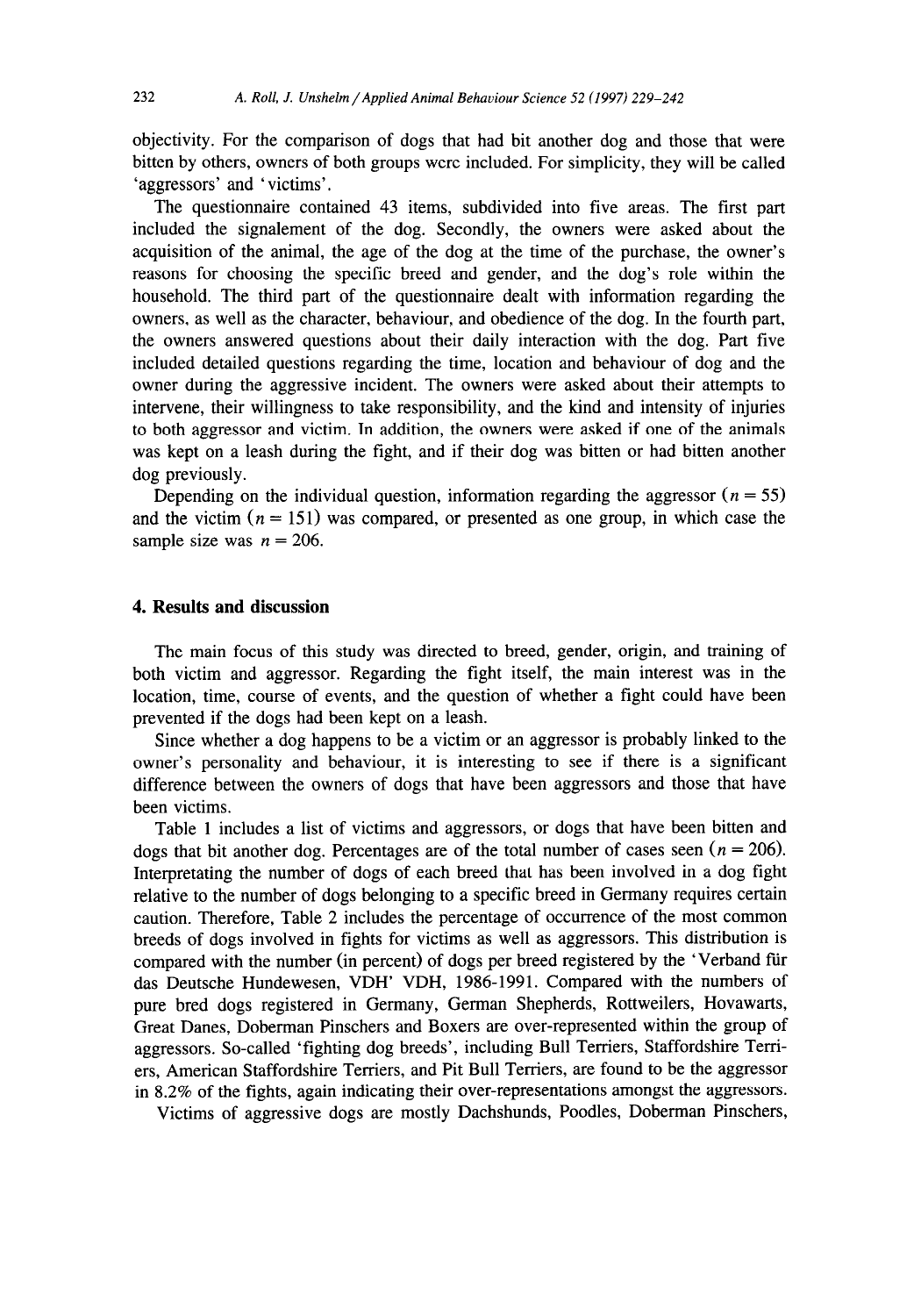objectivity. For the comparison of dogs that had bit another dog and those that were bitten by others, owners of both groups were included. For simplicity, they will be called 'aggressors' and 'victims'.

The questionnaire contained 43 items, subdivided into five areas. The first part included the signalement of the dog. Secondly, the owners were asked about the acquisition of the animal, the age of the dog at the time of the purchase, the owner's reasons for choosing the specific breed and gender, and the dog's role within the household. The third part of the questionnaire dealt with information regarding the owners, as well as the character, behaviour, and obedience of the dog. In the fourth part, the owners answered questions about their daily interaction with the dog. Part five included detailed questions regarding the time, location and behaviour of dog and the owner during the aggressive incident. The owners were asked about their attempts to intervene, their willingness to take responsibility, and the kind and intensity of injuries to both aggressor and victim. In addition, the owners were asked if one of the animals was kept on a leash during the fight, and if their dog was bitten or had bitten another dog previously.

Depending on the individual question, information regarding the aggressor ($n = 55$) and the victim ($n = 151$) was compared, or presented as one group, in which case the sample size was $n = 206$.

## 4. Results and discussion

The main focus of this study was directed to breed, gender, origin, and training of both victim and aggressor. Regarding the fight itself, the main interest was in the location, time, course of events, and the question of whether a fight could have been prevented if the dogs had been kept on a leash.

Since whether a dog happens to be a victim or an aggressor is probably linked to the owner's personality and behaviour, it is interesting to see if there is a significant difference between the owners of dogs that have been aggressors and those that have been victims.

Table 1 includes a list of victims and aggressors, or dogs that have been bitten and dogs that bit another dog. Percentages are of the total number of cases seen ($n = 206$). Interpretating the number of dogs of each breed that has been involved in a dog fight relative to the number of dogs belonging to a specific breed in Germany requires certain caution. Therefore, Table 2 includes the percentage of occurrence of the most common breeds of dogs involved in fights for victims as well as aggressors. This distribution is compared with the number (in percent) of dogs per breed registered by the 'Verband für das Deutsche Hundewesen, VDH' VDH, 1986-1991. Compared with the numbers of pure bred dogs registered in Germany, German Shepherds, Rottweilers, Hovawarts, Great Danes, Doberman Pinschers and Boxers are over-represented within the group of aggressors. So-called 'fighting dog breeds', including Bull Terriers, Staffordshire Terriers, American Staffordshire Terriers, and Pit Bull Terriers, are found to be the aggressor in 8.2% of the fights, again indicating their over-representations amongst the aggressors.

Victims of aggressive dogs are mostly Dachshunds, Poodles, Doberman Pinschers,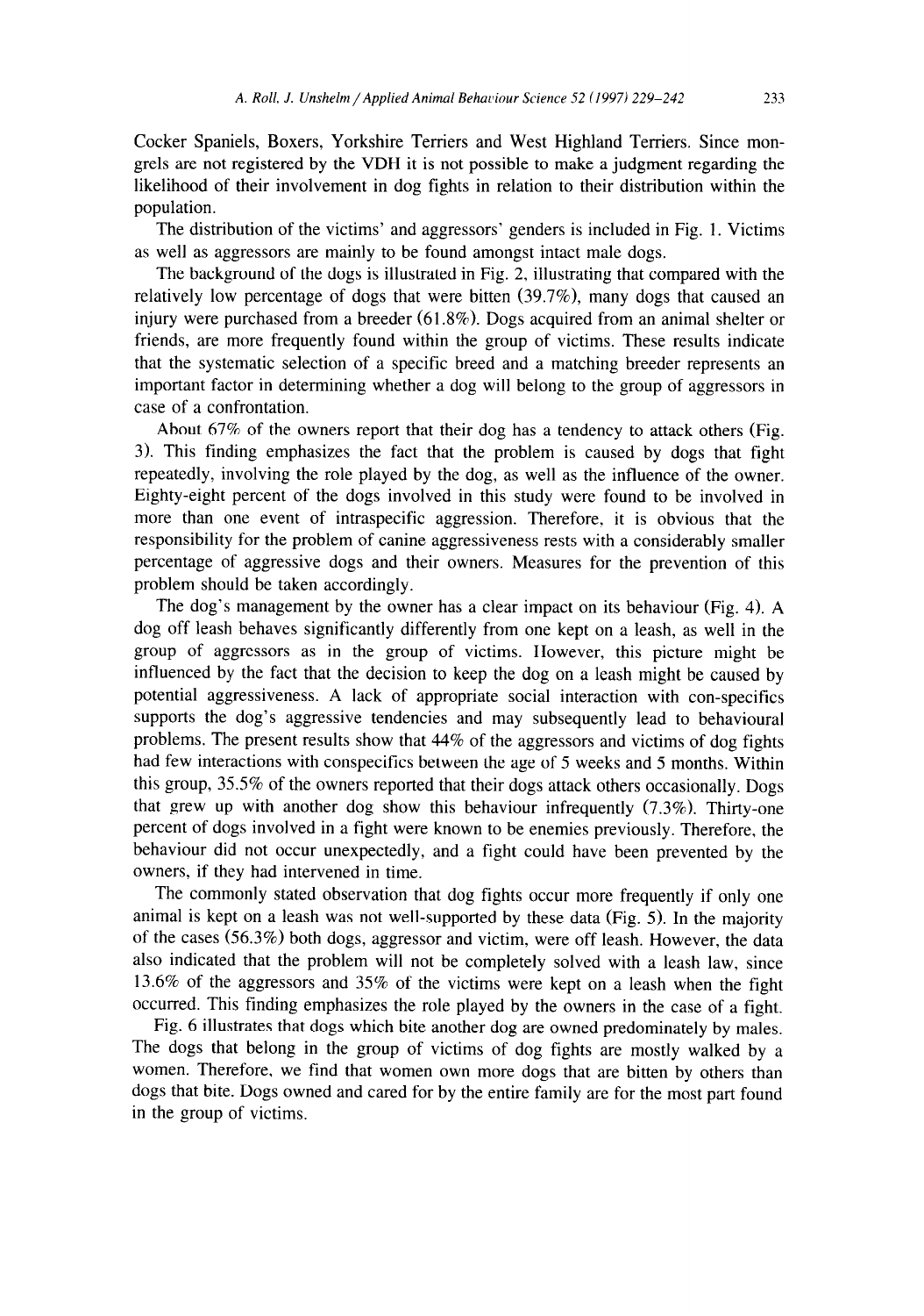Cocker Spaniels, Boxers, Yorkshire Terriers and West Highland Terriers. Since mongrels are not registered by the VDH it is not possible to make a judgment regarding the likelihood of their involvement in dog fights in relation to their distribution within the population.

The distribution of the victims' and aggressors' genders is included in Fig. 1. Victims as well as aggressors are mainly to be found amongst intact male dogs.

The background of the dogs is illustrated in Fig. 2, illustrating that compared with the relatively low percentage of dogs that were bitten (39.7%), many dogs that caused an injury were purchased from a breeder (61.8%). Dogs acquired from an animal shelter or friends, are more frequently found within the group of victims. These results indicate that the systematic selection of a specific breed and a matching breeder represents an important factor in determining whether a dog will belong to the group of aggressors in case of a confrontation.

About 67% of the owners report that their dog has a tendency to attack others (Fig. 3). This finding emphasizes the fact that the problem is caused by dogs that fight repeatedly, involving the role played by the dog, as well as the influence of the owner. Eighty-eight percent of the dogs involved in this study were found to be involved in more than one event of intraspecific aggression. Therefore, it is obvious that the responsibility for the problem of canine aggressiveness rests with a considerably smaller percentage of aggressive dogs and their owners. Measures for the prevention of this problem should be taken accordingly.

The dog's management by the owner has a clear impact on its behaviour (Fig. 4). A dog off leash behaves significantly differently from one kept on a leash, as well in the group of aggressors as in the group of victims. However, this picture might be influenced by the fact that the decision to keep the dog on a leash might be caused by potential aggressiveness. A lack of appropriate social interaction with con-specifics supports the dog's aggressive tendencies and may subsequently lead to behavioural problems. The present results show that 44% of the aggressors and victims of dog fights had few interactions with conspecifics between the age of 5 weeks and 5 months. Within this group, 35.5% of the owners reported that their dogs attack others occasionally. Dogs that grew up with another dog show this behaviour infrequently (7.3%). Thirty-one percent of dogs involved in a fight were known to be enemies previously. Therefore, the behaviour did not occur unexpectedly, and a fight could have been prevented by the owners, if they had intervened in time.

The commonly stated observation that dog fights occur more frequently if only one animal is kept on a leash was not well-supported by these data (Fig. 5). In the majority of the cases (56.3%) both dogs, aggressor and victim, were off leash. However, the data also indicated that the problem will not be completely solved with a leash law, since 13.6% of the aggressors and 35% of the victims were kept on a leash when the fight occurred. This finding emphasizes the role played by the owners in the case of a fight.

Fig. 6 illustrates that dogs which bite another dog are owned predominately by males. The dogs that belong in the group of victims of dog fights are mostly walked by a women. Therefore, we find that women own more dogs that are bitten by others than dogs that bite. Dogs owned and cared for by the entire family are for the most part found in the group of victims.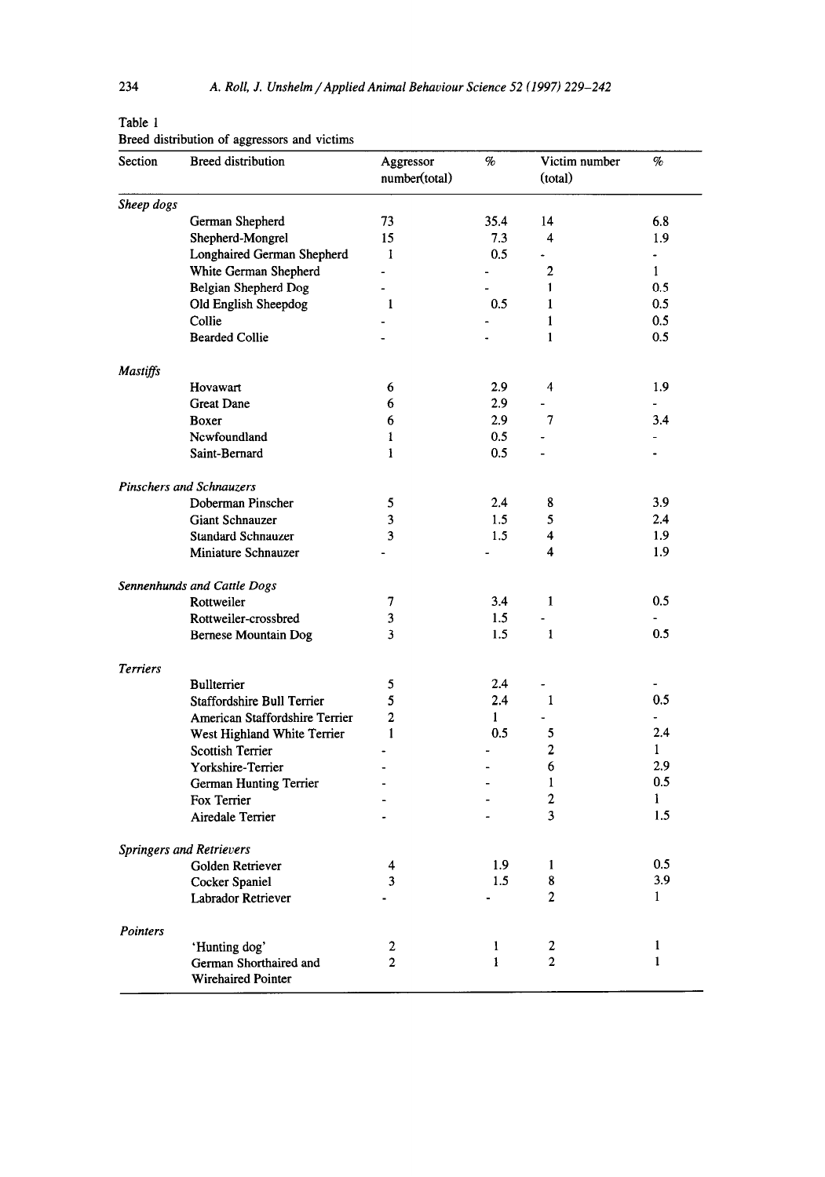Table 1
Breed distribution of aggressors and victims

| Section | Breed distribution | Aggressor number(total) | % | Victim number (total) | % |
|---|---|---|---|---|---|
| *Sheep dogs* | | | | | |
| | German Shepherd | 73 | 35.4 | 14 | 6.8 |
| | Shepherd-Mongrel | 15 | 7.3 | 4 | 1.9 |
| | Longhaired German Shepherd | 1 | 0.5 | - | - |
| | White German Shepherd | - | - | 2 | 1 |
| | Belgian Shepherd Dog | - | - | 1 | 0.5 |
| | Old English Sheepdog | 1 | 0.5 | 1 | 0.5 |
| | Collie | - | - | 1 | 0.5 |
| | Bearded Collie | - | - | 1 | 0.5 |
| *Mastiffs* | | | | | |
| | Hovawart | 6 | 2.9 | 4 | 1.9 |
| | Great Dane | 6 | 2.9 | - | - |
| | Boxer | 6 | 2.9 | 7 | 3.4 |
| | Newfoundland | 1 | 0.5 | - | - |
| | Saint-Bernard | 1 | 0.5 | - | - |
| *Pinschers and Schnauzers* | | | | | |
| | Doberman Pinscher | 5 | 2.4 | 8 | 3.9 |
| | Giant Schnauzer | 3 | 1.5 | 5 | 2.4 |
| | Standard Schnauzer | 3 | 1.5 | 4 | 1.9 |
| | Miniature Schnauzer | - | - | 4 | 1.9 |
| *Sennenhunds and Cattle Dogs* | | | | | |
| | Rottweiler | 7 | 3.4 | 1 | 0.5 |
| | Rottweiler-crossbred | 3 | 1.5 | - | - |
| | Bernese Mountain Dog | 3 | 1.5 | 1 | 0.5 |
| *Terriers* | | | | | |
| | Bullterrier | 5 | 2.4 | - | - |
| | Staffordshire Bull Terrier | 5 | 2.4 | 1 | 0.5 |
| | American Staffordshire Terrier | 2 | 1 | - | - |
| | West Highland White Terrier | 1 | 0.5 | 5 | 2.4 |
| | Scottish Terrier | - | - | 2 | 1 |
| | Yorkshire-Terrier | - | - | 6 | 2.9 |
| | German Hunting Terrier | - | - | 1 | 0.5 |
| | Fox Terrier | - | - | 2 | 1 |
| | Airedale Terrier | - | - | 3 | 1.5 |
| *Springers and Retrievers* | | | | | |
| | Golden Retriever | 4 | 1.9 | 1 | 0.5 |
| | Cocker Spaniel | 3 | 1.5 | 8 | 3.9 |
| | Labrador Retriever | - | - | 2 | 1 |
| *Pointers* | | | | | |
| | 'Hunting dog' | 2 | 1 | 2 | 1 |
| | German Shorthaired and Wirehaired Pointer | 2 | 1 | 2 | 1 |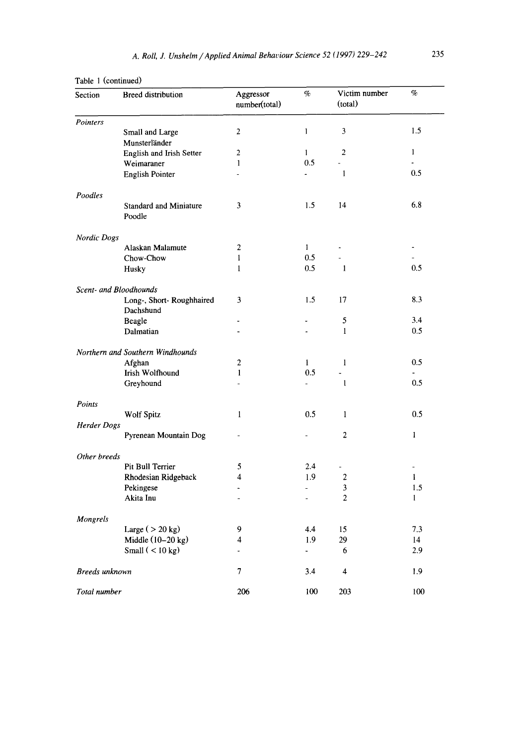Table 1 (continued)

| Section | Breed distribution | Aggressor number(total) | % | Victim number (total) | % |
|---|---|---|---|---|---|
| *Pointers* | | | | | |
| | Small and Large Munsterländer | 2 | 1 | 3 | 1.5 |
| | English and Irish Setter | 2 | 1 | 2 | 1 |
| | Weimaraner | 1 | 0.5 | - | - |
| | English Pointer | - | - | 1 | 0.5 |
| *Poodles* | | | | | |
| | Standard and Miniature Poodle | 3 | 1.5 | 14 | 6.8 |
| *Nordic Dogs* | | | | | |
| | Alaskan Malamute | 2 | 1 | - | - |
| | Chow-Chow | 1 | 0.5 | - | - |
| | Husky | 1 | 0.5 | 1 | 0.5 |
| *Scent- and Bloodhounds* | | | | | |
| | Long-, Short- Roughhaired Dachshund | 3 | 1.5 | 17 | 8.3 |
| | Beagle | - | - | 5 | 3.4 |
| | Dalmatian | - | - | 1 | 0.5 |
| *Northern and Southern Windhounds* | | | | | |
| | Afghan | 2 | 1 | 1 | 0.5 |
| | Irish Wolfhound | 1 | 0.5 | - | - |
| | Greyhound | - | - | 1 | 0.5 |
| *Points* | | | | | |
| | Wolf Spitz | 1 | 0.5 | 1 | 0.5 |
| *Herder Dogs* | | | | | |
| | Pyrenean Mountain Dog | - | - | 2 | 1 |
| *Other breeds* | | | | | |
| | Pit Bull Terrier | 5 | 2.4 | - | - |
| | Rhodesian Ridgeback | 4 | 1.9 | 2 | 1 |
| | Pekingese | - | - | 3 | 1.5 |
| | Akita Inu | - | - | 2 | 1 |
| *Mongrels* | | | | | |
| | Large ( > 20 kg) | 9 | 4.4 | 15 | 7.3 |
| | Middle (10–20 kg) | 4 | 1.9 | 29 | 14 |
| | Small ( < 10 kg) | - | - | 6 | 2.9 |
| *Breeds unknown* | | 7 | 3.4 | 4 | 1.9 |
| *Total number* | | 206 | 100 | 203 | 100 |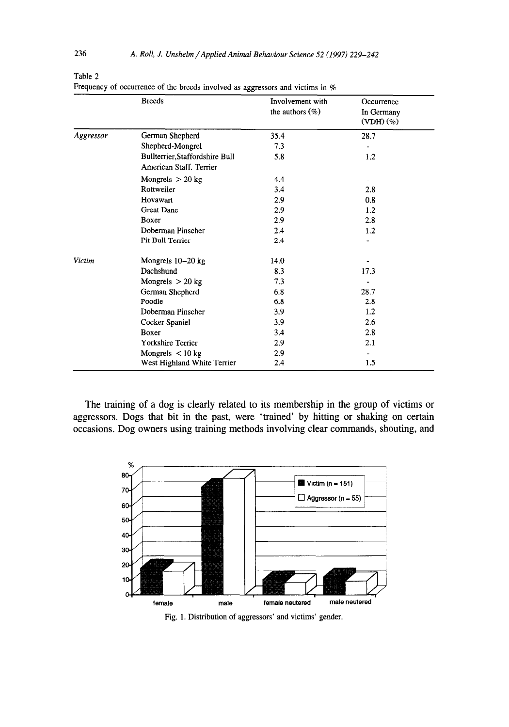Table 2
Frequency of occurrence of the breeds involved as aggressors and victims in %

| | Breeds | Involvement with the authors (%) | Occurrence In Germany (VDH) (%) |
|---|---|---|---|
| *Aggressor* | German Shepherd | 35.4 | 28.7 |
| | Shepherd-Mongrel | 7.3 | - |
| | Bullterrier, Staffordshire Bull American Staff. Terrier | 5.8 | 1.2 |
| | Mongrels > 20 kg | 4.4 | - |
| | Rottweiler | 3.4 | 2.8 |
| | Hovawart | 2.9 | 0.8 |
| | Great Dane | 2.9 | 1.2 |
| | Boxer | 2.9 | 2.8 |
| | Doberman Pinscher | 2.4 | 1.2 |
| | Pit Bull Terrier | 2.4 | - |
| *Victim* | Mongrels 10–20 kg | 14.0 | - |
| | Dachshund | 8.3 | 17.3 |
| | Mongrels > 20 kg | 7.3 | - |
| | German Shepherd | 6.8 | 28.7 |
| | Poodle | 6.8 | 2.8 |
| | Doberman Pinscher | 3.9 | 1.2 |
| | Cocker Spaniel | 3.9 | 2.6 |
| | Boxer | 3.4 | 2.8 |
| | Yorkshire Terrier | 2.9 | 2.1 |
| | Mongrels < 10 kg | 2.9 | - |
| | West Highland White Terrier | 2.4 | 1.5 |

The training of a dog is clearly related to its membership in the group of victims or aggressors. Dogs that bit in the past, were 'trained' by hitting or shaking on certain occasions. Dog owners using training methods involving clear commands, shouting, and

Fig. 1. Distribution of aggressors' and victims' gender.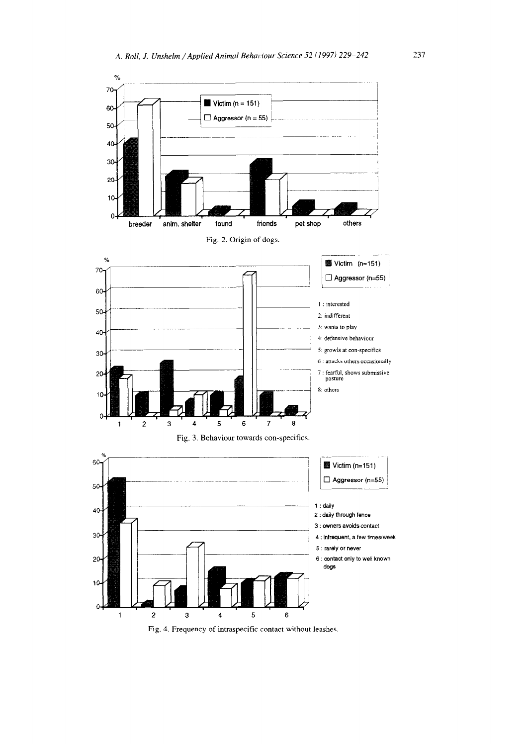%

Victim (n = 151)

Aggressor (n = 55)

breeder, anim. shelter, found, friends, pet shop, others

Fig. 2. Origin of dogs.

Victim (n=151)

Aggressor (n=55)

1 : interested
2: indifferent
3: wants to play
4: defensive behaviour
5: growls at con-specifics
6 : attacks others occasionally
7 : fearful, shows submissive posture
8: others

Fig. 3. Behaviour towards con-specifics.

Victim (n=151)

Aggressor (n=55)

1 : daily
2 : daily through fence
3 : owners avoids contact
4 : infrequent, a few times/week
5 : rarely or never
6 : contact only to well known dogs

Fig. 4. Frequency of intraspecific contact without leashes.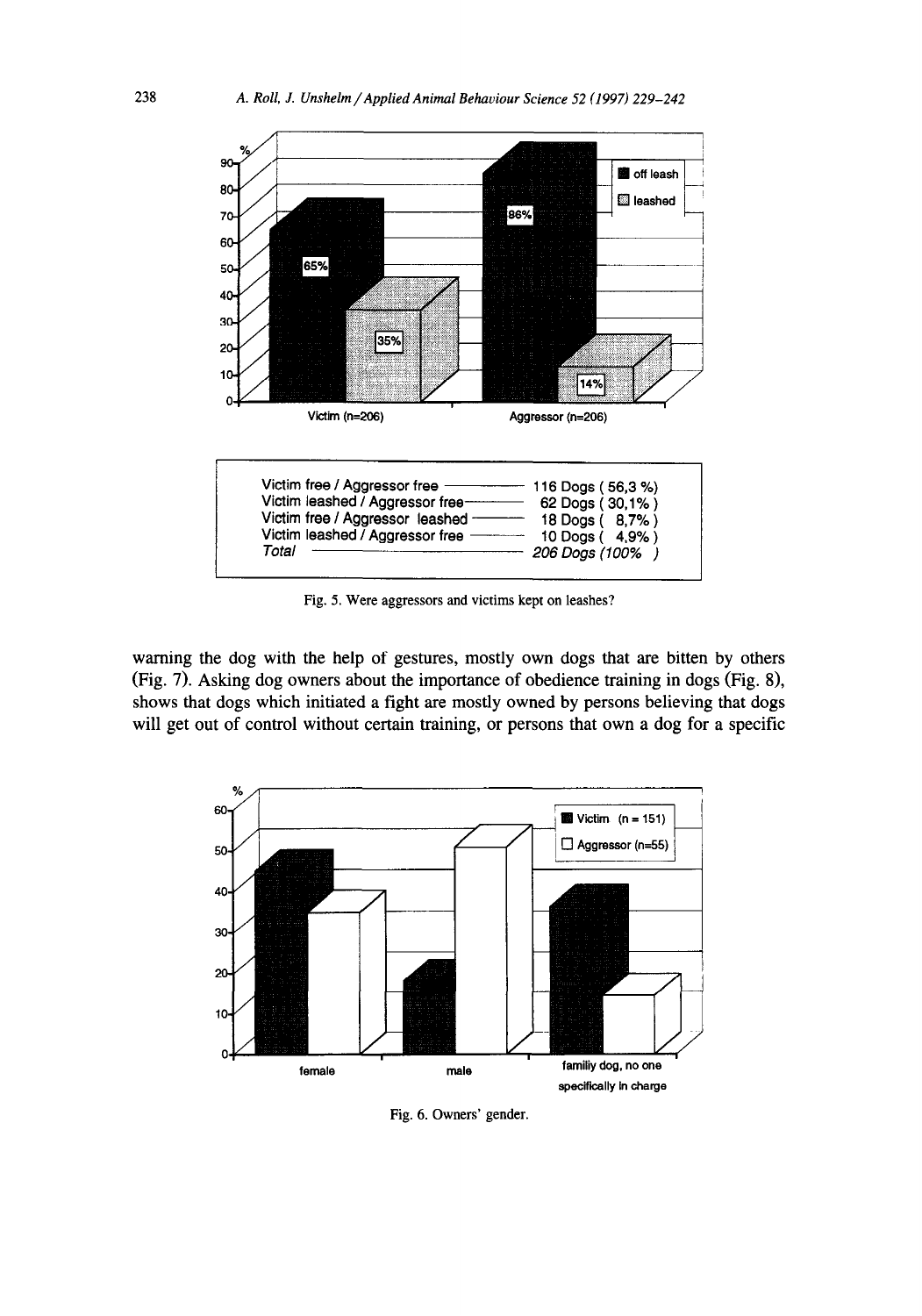| | |
|---|---|
| Victim free / Aggressor free | 116 Dogs ( 56,3 %) |
| Victim leashed / Aggressor free | 62 Dogs ( 30,1% ) |
| Victim free / Aggressor leashed | 18 Dogs ( 8,7% ) |
| Victim leashed / Aggressor free | 10 Dogs ( 4,9% ) |
| *Total* | *206 Dogs (100% )* |

Fig. 5. Were aggressors and victims kept on leashes?

warning the dog with the help of gestures, mostly own dogs that are bitten by others (Fig. 7). Asking dog owners about the importance of obedience training in dogs (Fig. 8), shows that dogs which initiated a fight are mostly owned by persons believing that dogs will get out of control without certain training, or persons that own a dog for a specific

Fig. 6. Owners' gender.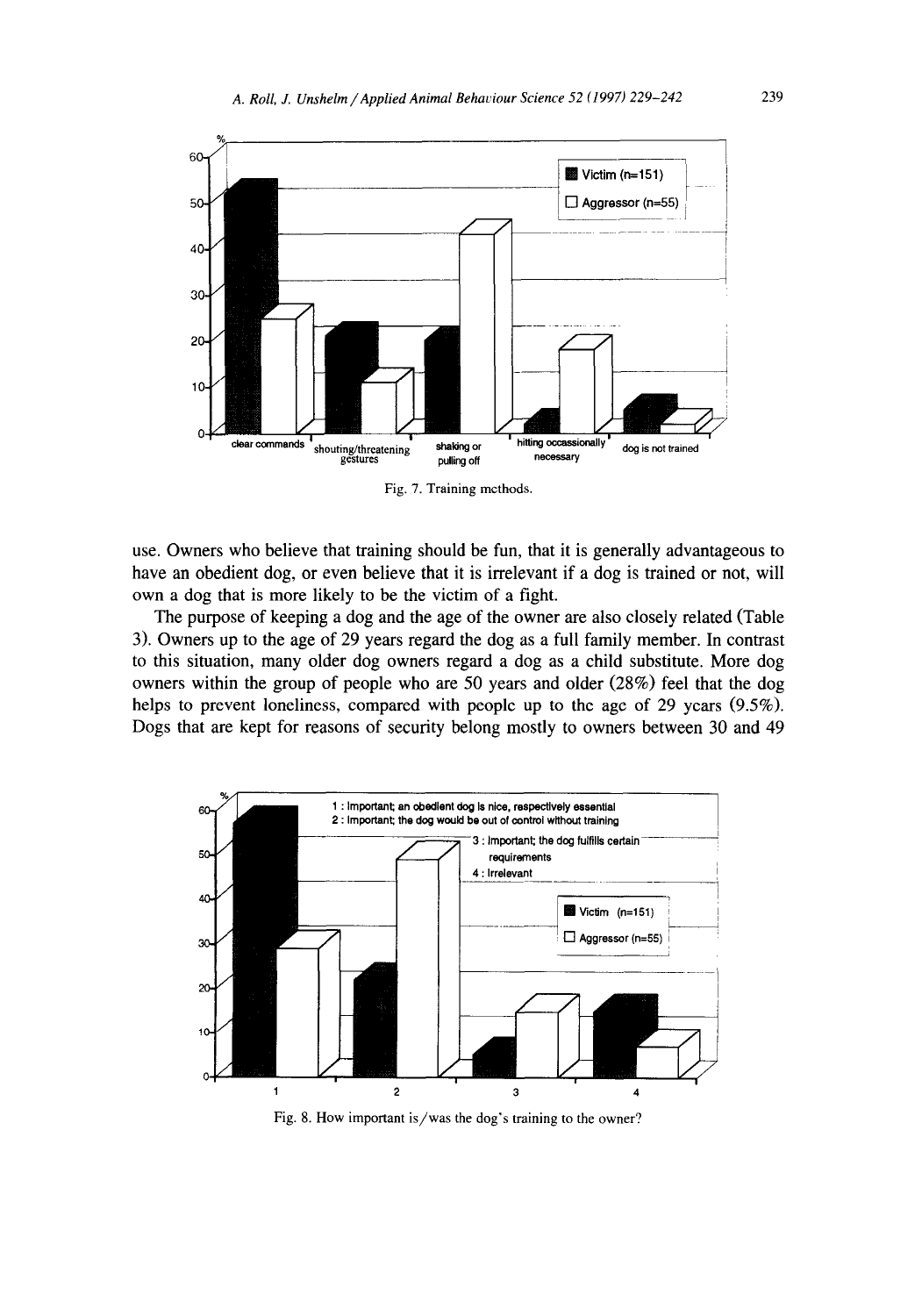Fig. 7. Training methods.

use. Owners who believe that training should be fun, that it is generally advantageous to have an obedient dog, or even believe that it is irrelevant if a dog is trained or not, will own a dog that is more likely to be the victim of a fight.

The purpose of keeping a dog and the age of the owner are also closely related (Table 3). Owners up to the age of 29 years regard the dog as a full family member. In contrast to this situation, many older dog owners regard a dog as a child substitute. More dog owners within the group of people who are 50 years and older (28%) feel that the dog helps to prevent loneliness, compared with people up to the age of 29 years (9.5%). Dogs that are kept for reasons of security belong mostly to owners between 30 and 49

Fig. 8. How important is/was the dog's training to the owner?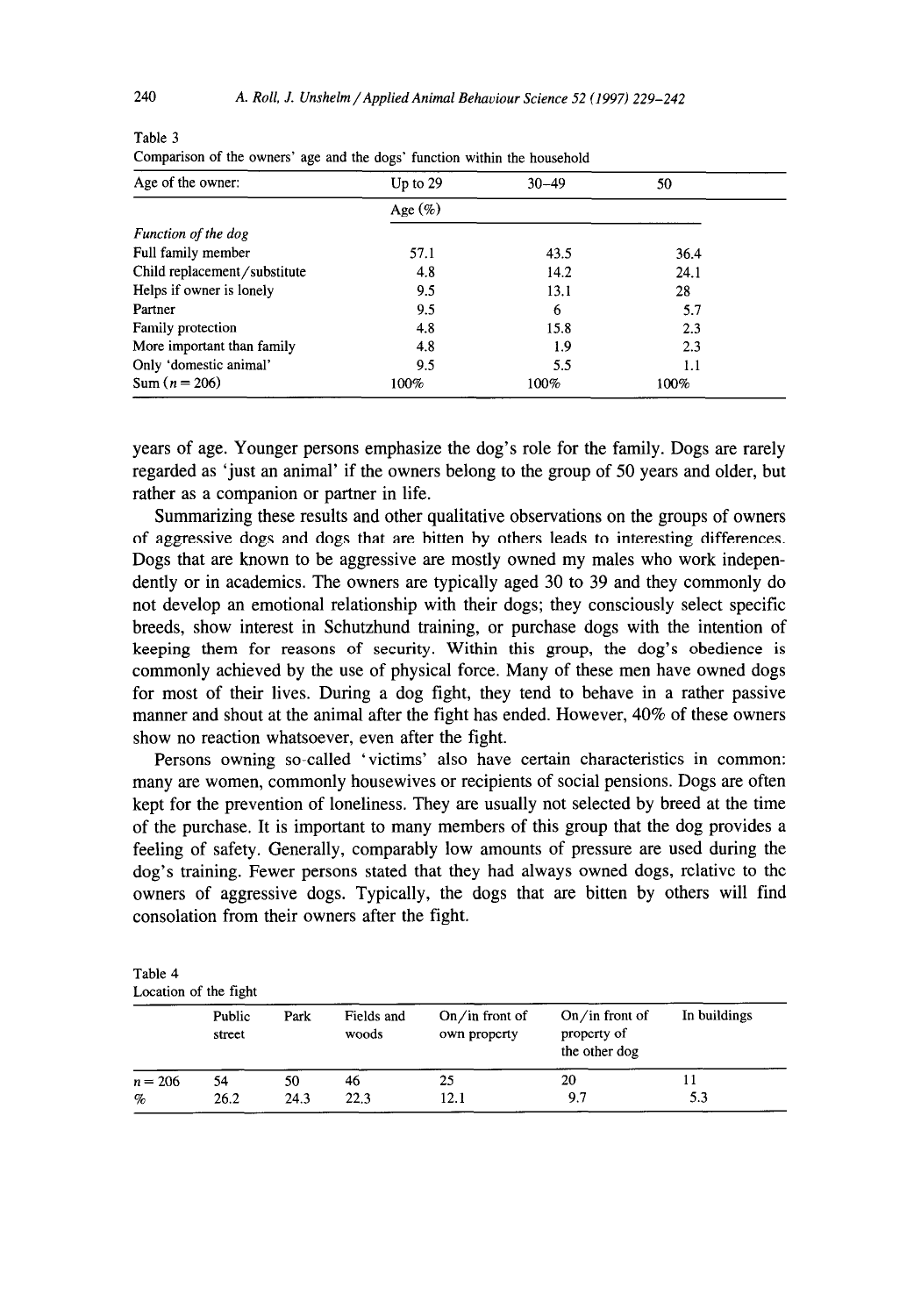Table 3
Comparison of the owners' age and the dogs' function within the household

| Age of the owner: | Up to 29 | 30–49 | 50 |
|---|---|---|---|
| | Age (%) | | |
| *Function of the dog* | | | |
| Full family member | 57.1 | 43.5 | 36.4 |
| Child replacement/substitute | 4.8 | 14.2 | 24.1 |
| Helps if owner is lonely | 9.5 | 13.1 | 28 |
| Partner | 9.5 | 6 | 5.7 |
| Family protection | 4.8 | 15.8 | 2.3 |
| More important than family | 4.8 | 1.9 | 2.3 |
| Only 'domestic animal' | 9.5 | 5.5 | 1.1 |
| Sum ($n = 206$) | 100% | 100% | 100% |

years of age. Younger persons emphasize the dog's role for the family. Dogs are rarely regarded as 'just an animal' if the owners belong to the group of 50 years and older, but rather as a companion or partner in life.

Summarizing these results and other qualitative observations on the groups of owners of aggressive dogs and dogs that are bitten by others leads to interesting differences. Dogs that are known to be aggressive are mostly owned my males who work independently or in academics. The owners are typically aged 30 to 39 and they commonly do not develop an emotional relationship with their dogs; they consciously select specific breeds, show interest in Schutzhund training, or purchase dogs with the intention of keeping them for reasons of security. Within this group, the dog's obedience is commonly achieved by the use of physical force. Many of these men have owned dogs for most of their lives. During a dog fight, they tend to behave in a rather passive manner and shout at the animal after the fight has ended. However, 40% of these owners show no reaction whatsoever, even after the fight.

Persons owning so-called 'victims' also have certain characteristics in common: many are women, commonly housewives or recipients of social pensions. Dogs are often kept for the prevention of loneliness. They are usually not selected by breed at the time of the purchase. It is important to many members of this group that the dog provides a feeling of safety. Generally, comparably low amounts of pressure are used during the dog's training. Fewer persons stated that they had always owned dogs, relative to the owners of aggressive dogs. Typically, the dogs that are bitten by others will find consolation from their owners after the fight.

Table 4
Location of the fight

| | Public street | Park | Fields and woods | On/in front of own property | On/in front of property of the other dog | In buildings |
|---|---|---|---|---|---|---|
| $n = 206$ | 54 | 50 | 46 | 25 | 20 | 11 |
| % | 26.2 | 24.3 | 22.3 | 12.1 | 9.7 | 5.3 |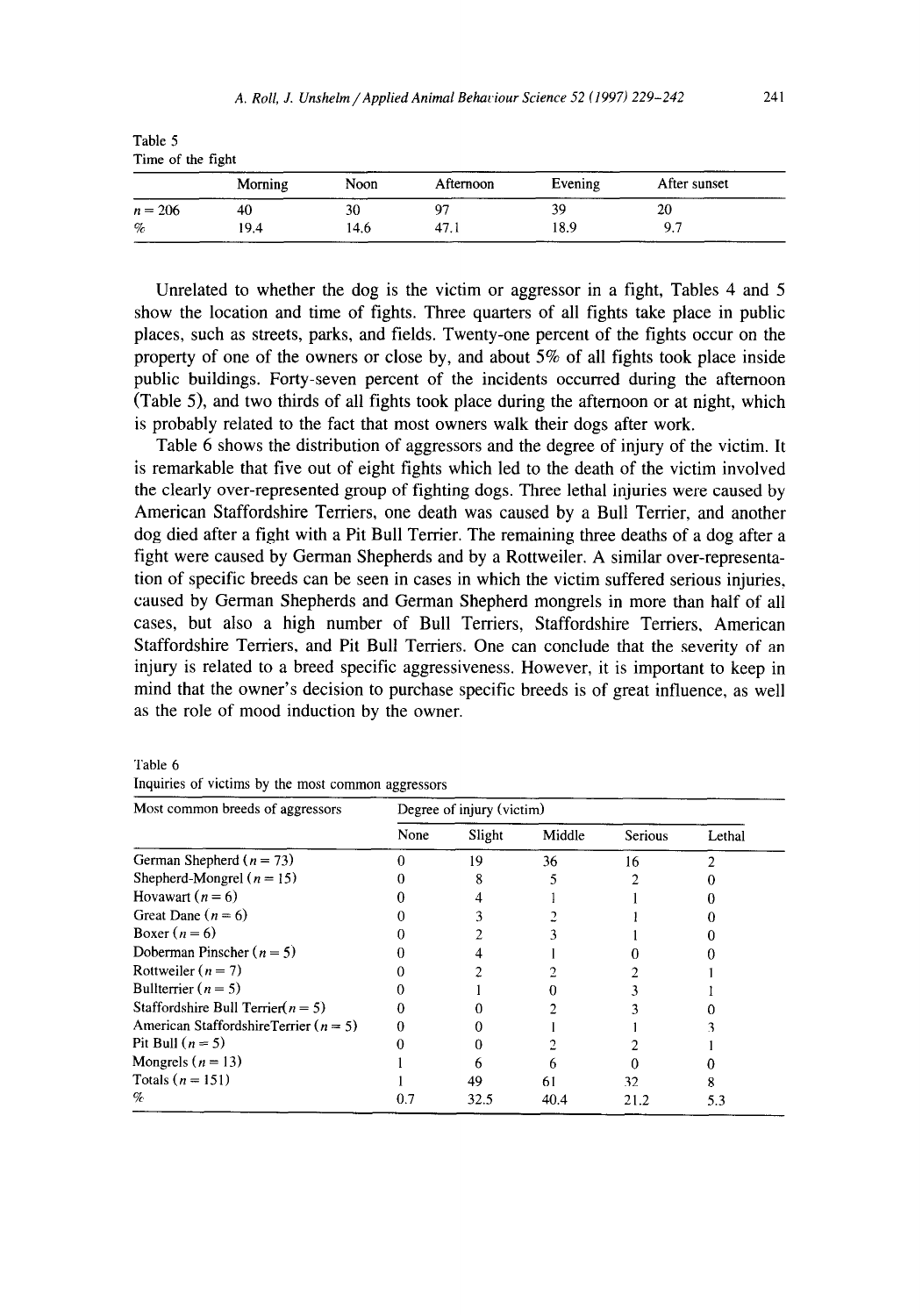Table 5
Time of the fight

| | Morning | Noon | Afternoon | Evening | After sunset |
|---|---|---|---|---|---|
| $n = 206$ | 40 | 30 | 97 | 39 | 20 |
| % | 19.4 | 14.6 | 47.1 | 18.9 | 9.7 |

Unrelated to whether the dog is the victim or aggressor in a fight, Tables 4 and 5 show the location and time of fights. Three quarters of all fights take place in public places, such as streets, parks, and fields. Twenty-one percent of the fights occur on the property of one of the owners or close by, and about 5% of all fights took place inside public buildings. Forty-seven percent of the incidents occurred during the afternoon (Table 5), and two thirds of all fights took place during the afternoon or at night, which is probably related to the fact that most owners walk their dogs after work.

Table 6 shows the distribution of aggressors and the degree of injury of the victim. It is remarkable that five out of eight fights which led to the death of the victim involved the clearly over-represented group of fighting dogs. Three lethal injuries were caused by American Staffordshire Terriers, one death was caused by a Bull Terrier, and another dog died after a fight with a Pit Bull Terrier. The remaining three deaths of a dog after a fight were caused by German Shepherds and by a Rottweiler. A similar over-representation of specific breeds can be seen in cases in which the victim suffered serious injuries, caused by German Shepherds and German Shepherd mongrels in more than half of all cases, but also a high number of Bull Terriers, Staffordshire Terriers, American Staffordshire Terriers, and Pit Bull Terriers. One can conclude that the severity of an injury is related to a breed specific aggressiveness. However, it is important to keep in mind that the owner's decision to purchase specific breeds is of great influence, as well as the role of mood induction by the owner.

Table 6
Inquiries of victims by the most common aggressors

| Most common breeds of aggressors | Degree of injury (victim) | | | | |
|---|---|---|---|---|---|
| | None | Slight | Middle | Serious | Lethal |
| German Shepherd ($n = 73$) | 0 | 19 | 36 | 16 | 2 |
| Shepherd-Mongrel ($n = 15$) | 0 | 8 | 5 | 2 | 0 |
| Hovawart ($n = 6$) | 0 | 4 | 1 | 1 | 0 |
| Great Dane ($n = 6$) | 0 | 3 | 2 | 1 | 0 |
| Boxer ($n = 6$) | 0 | 2 | 3 | 1 | 0 |
| Doberman Pinscher ($n = 5$) | 0 | 4 | 1 | 0 | 0 |
| Rottweiler ($n = 7$) | 0 | 2 | 2 | 2 | 1 |
| Bullterrier ($n = 5$) | 0 | 1 | 0 | 3 | 1 |
| Staffordshire Bull Terrier($n = 5$) | 0 | 0 | 2 | 3 | 0 |
| American StaffordshireTerrier ($n = 5$) | 0 | 0 | 1 | 1 | 3 |
| Pit Bull ($n = 5$) | 0 | 0 | 2 | 2 | 1 |
| Mongrels ($n = 13$) | 1 | 6 | 6 | 0 | 0 |
| Totals ($n = 151$) | 1 | 49 | 61 | 32 | 8 |
| % | 0.7 | 32.5 | 40.4 | 21.2 | 5.3 |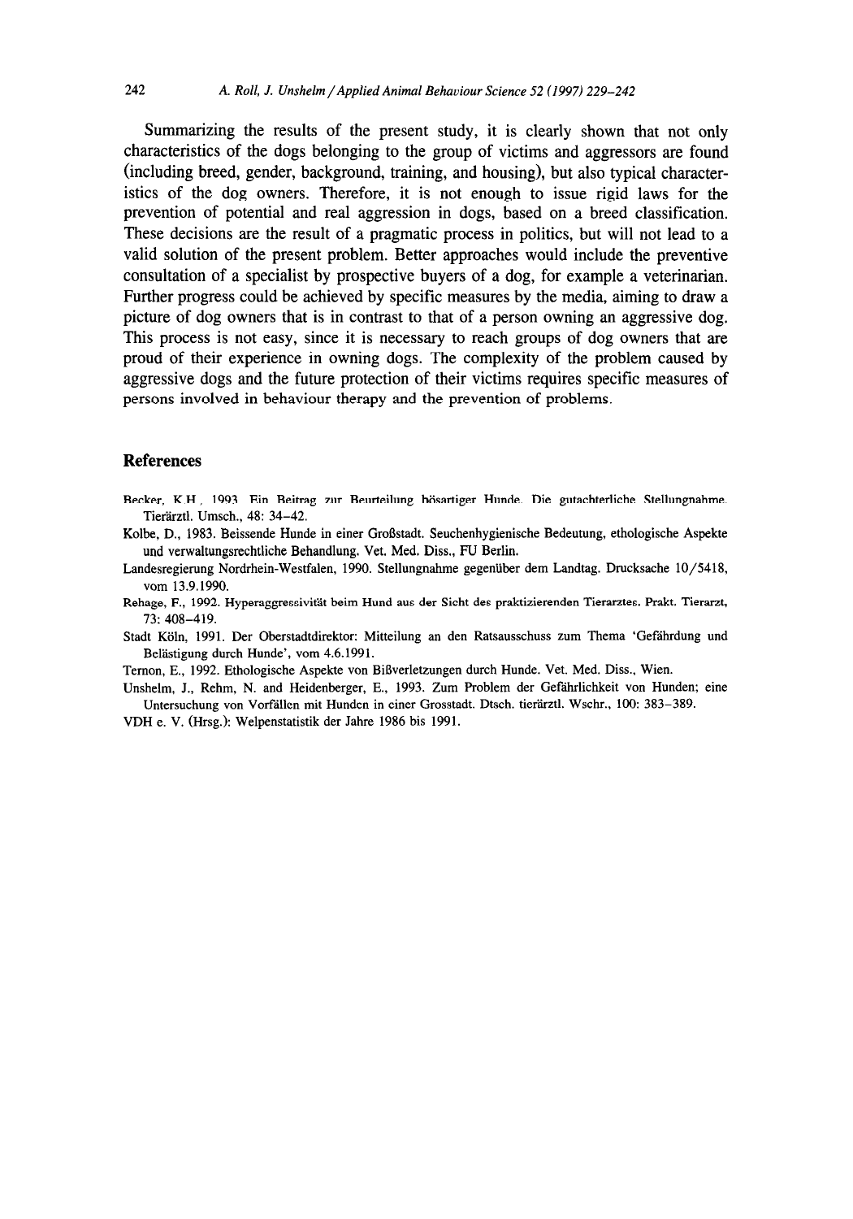Summarizing the results of the present study, it is clearly shown that not only characteristics of the dogs belonging to the group of victims and aggressors are found (including breed, gender, background, training, and housing), but also typical characteristics of the dog owners. Therefore, it is not enough to issue rigid laws for the prevention of potential and real aggression in dogs, based on a breed classification. These decisions are the result of a pragmatic process in politics, but will not lead to a valid solution of the present problem. Better approaches would include the preventive consultation of a specialist by prospective buyers of a dog, for example a veterinarian. Further progress could be achieved by specific measures by the media, aiming to draw a picture of dog owners that is in contrast to that of a person owning an aggressive dog. This process is not easy, since it is necessary to reach groups of dog owners that are proud of their experience in owning dogs. The complexity of the problem caused by aggressive dogs and the future protection of their victims requires specific measures of persons involved in behaviour therapy and the prevention of problems.

## References

Becker, K.H., 1993. Ein Beitrag zur Beurteilung bösartiger Hunde. Die gutachterliche Stellungnahme. Tierärztl. Umsch., 48: 34–42.

Kolbe, D., 1983. Beissende Hunde in einer Großstadt. Seuchenhygienische Bedeutung, ethologische Aspekte und verwaltungsrechtliche Behandlung. Vet. Med. Diss., FU Berlin.

Landesregierung Nordrhein-Westfalen, 1990. Stellungnahme gegenüber dem Landtag. Drucksache 10/5418, vom 13.9.1990.

Rehage, F., 1992. Hyperaggressivität beim Hund aus der Sicht des praktizierenden Tierarztes. Prakt. Tierarzt, 73: 408–419.

Stadt Köln, 1991. Der Oberstadtdirektor: Mitteilung an den Ratsausschuss zum Thema 'Gefährdung und Belästigung durch Hunde', vom 4.6.1991.

Ternon, E., 1992. Ethologische Aspekte von Bißverletzungen durch Hunde. Vet. Med. Diss., Wien.

Unshelm, J., Rehm, N. and Heidenberger, E., 1993. Zum Problem der Gefährlichkeit von Hunden; eine Untersuchung von Vorfällen mit Hunden in einer Grosstadt. Dtsch. tierärztl. Wschr., 100: 383–389.

VDH e. V. (Hrsg.): Welpenstatistik der Jahre 1986 bis 1991.